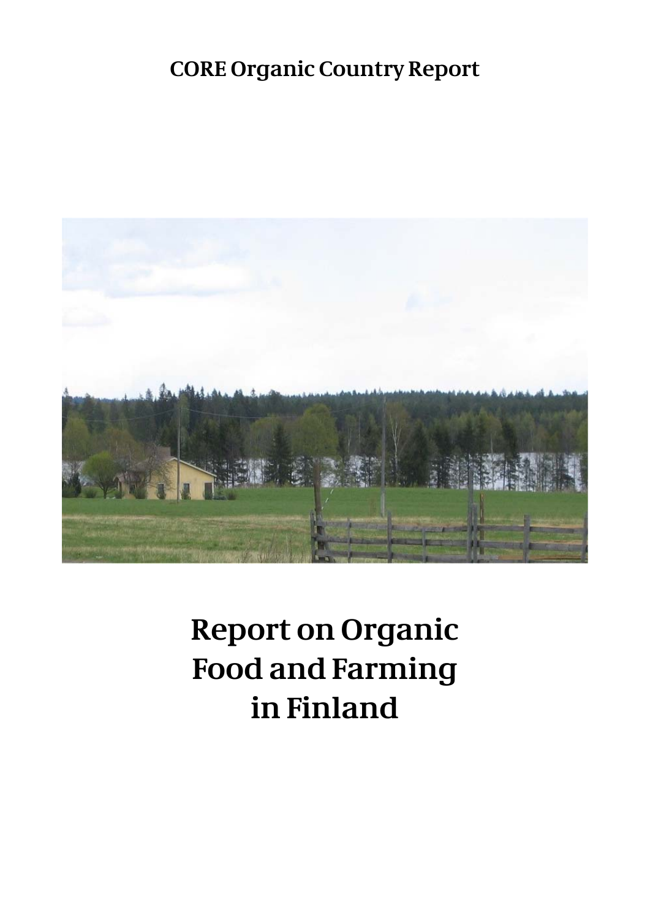CORE Organic Country Report

# Report on Organic Food and Farming in Finland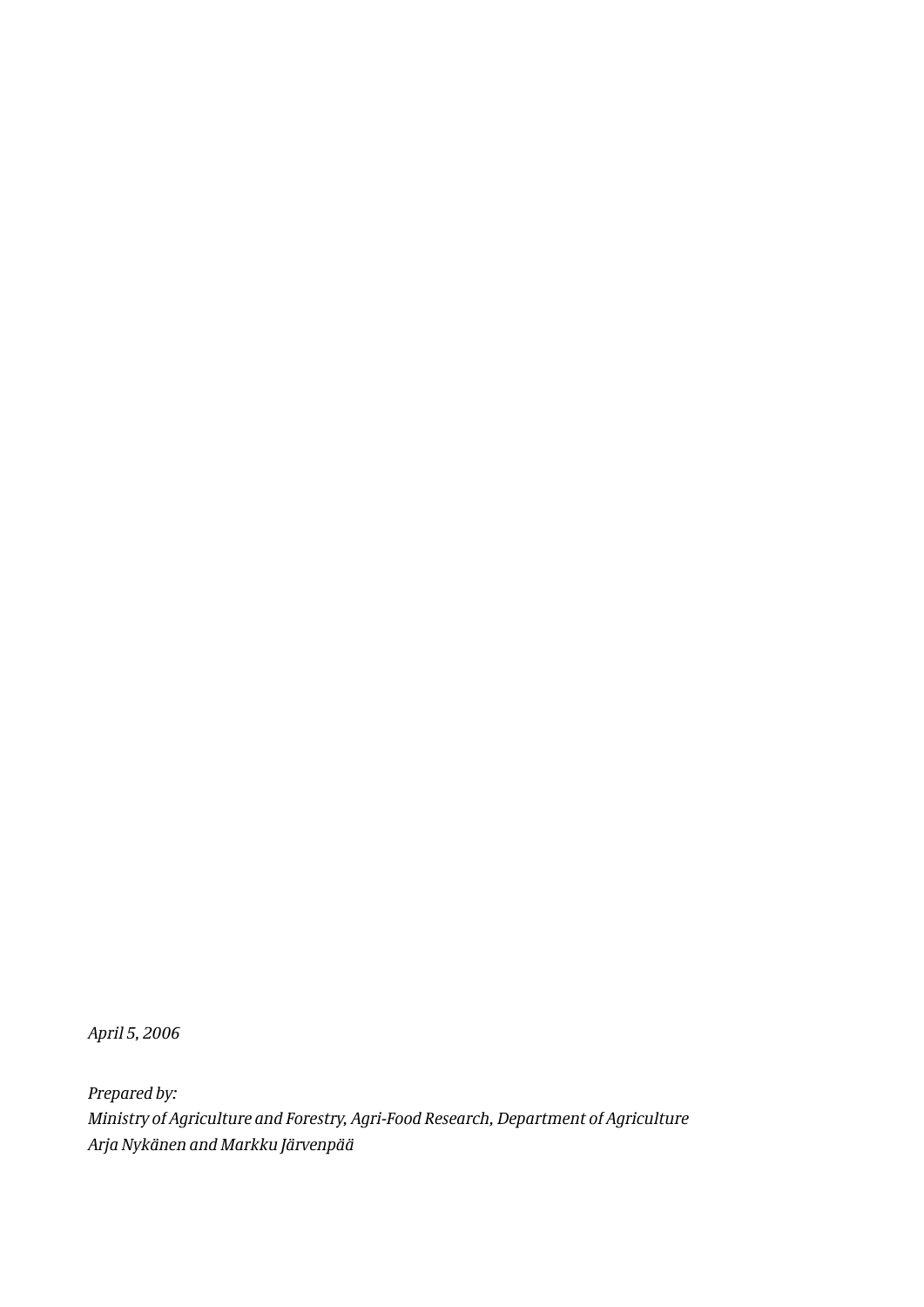*April 5, 2006*

*Prepared by:*
*Ministry of Agriculture and Forestry, Agri-Food Research, Department of Agriculture*
*Arja Nykänen and Markku Järvenpää*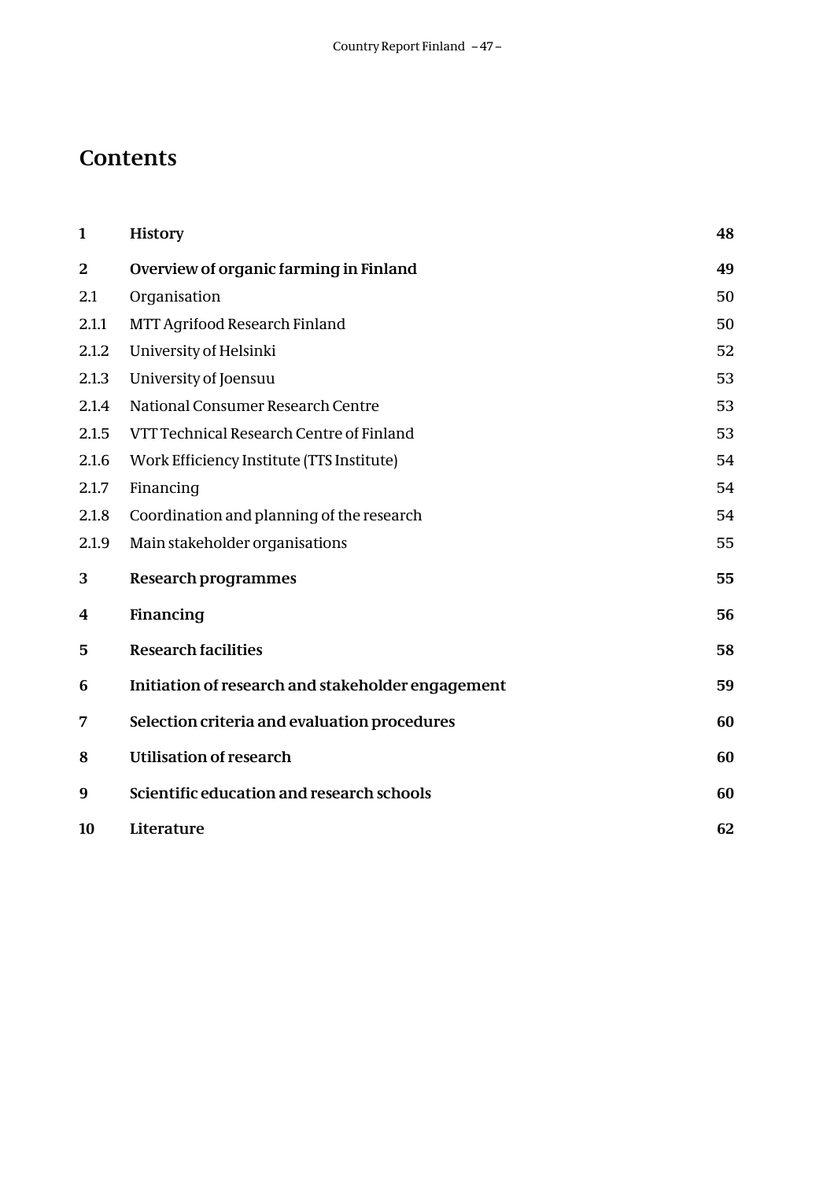# Contents

| | | |
|---|---|---|
| **1** | **History** | **48** |
| **2** | **Overview of organic farming in Finland** | **49** |
| 2.1 | Organisation | 50 |
| 2.1.1 | MTT Agrifood Research Finland | 50 |
| 2.1.2 | University of Helsinki | 52 |
| 2.1.3 | University of Joensuu | 53 |
| 2.1.4 | National Consumer Research Centre | 53 |
| 2.1.5 | VTT Technical Research Centre of Finland | 53 |
| 2.1.6 | Work Efficiency Institute (TTS Institute) | 54 |
| 2.1.7 | Financing | 54 |
| 2.1.8 | Coordination and planning of the research | 54 |
| 2.1.9 | Main stakeholder organisations | 55 |
| **3** | **Research programmes** | **55** |
| **4** | **Financing** | **56** |
| **5** | **Research facilities** | **58** |
| **6** | **Initiation of research and stakeholder engagement** | **59** |
| **7** | **Selection criteria and evaluation procedures** | **60** |
| **8** | **Utilisation of research** | **60** |
| **9** | **Scientific education and research schools** | **60** |
| **10** | **Literature** | **62** |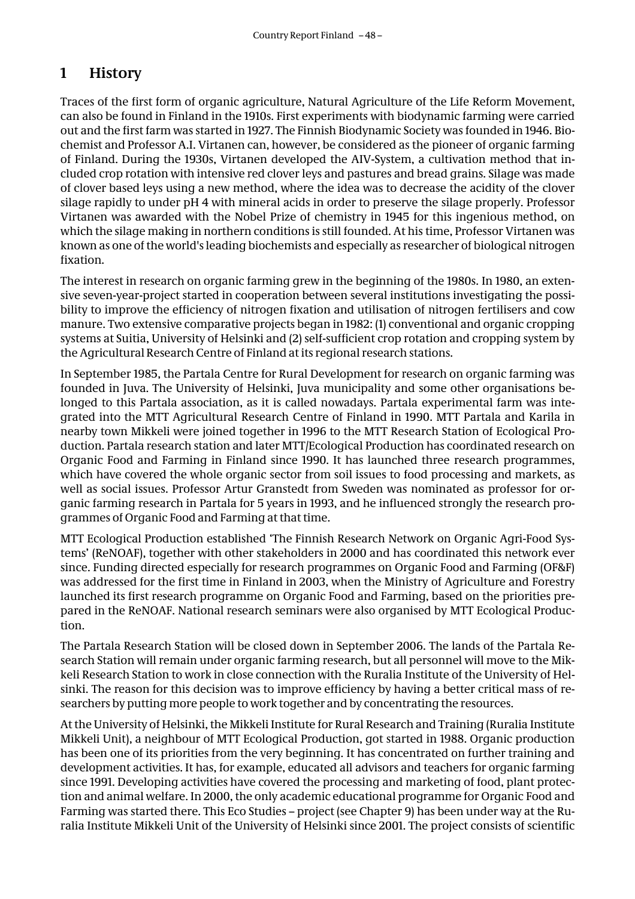# 1 History

Traces of the first form of organic agriculture, Natural Agriculture of the Life Reform Movement, can also be found in Finland in the 1910s. First experiments with biodynamic farming were carried out and the first farm was started in 1927. The Finnish Biodynamic Society was founded in 1946. Biochemist and Professor A.I. Virtanen can, however, be considered as the pioneer of organic farming of Finland. During the 1930s, Virtanen developed the AIV-System, a cultivation method that included crop rotation with intensive red clover leys and pastures and bread grains. Silage was made of clover based leys using a new method, where the idea was to decrease the acidity of the clover silage rapidly to under pH 4 with mineral acids in order to preserve the silage properly. Professor Virtanen was awarded with the Nobel Prize of chemistry in 1945 for this ingenious method, on which the silage making in northern conditions is still founded. At his time, Professor Virtanen was known as one of the world's leading biochemists and especially as researcher of biological nitrogen fixation.

The interest in research on organic farming grew in the beginning of the 1980s. In 1980, an extensive seven-year-project started in cooperation between several institutions investigating the possibility to improve the efficiency of nitrogen fixation and utilisation of nitrogen fertilisers and cow manure. Two extensive comparative projects began in 1982: (1) conventional and organic cropping systems at Suitia, University of Helsinki and (2) self-sufficient crop rotation and cropping system by the Agricultural Research Centre of Finland at its regional research stations.

In September 1985, the Partala Centre for Rural Development for research on organic farming was founded in Juva. The University of Helsinki, Juva municipality and some other organisations belonged to this Partala association, as it is called nowadays. Partala experimental farm was integrated into the MTT Agricultural Research Centre of Finland in 1990. MTT Partala and Karila in nearby town Mikkeli were joined together in 1996 to the MTT Research Station of Ecological Production. Partala research station and later MTT/Ecological Production has coordinated research on Organic Food and Farming in Finland since 1990. It has launched three research programmes, which have covered the whole organic sector from soil issues to food processing and markets, as well as social issues. Professor Artur Granstedt from Sweden was nominated as professor for organic farming research in Partala for 5 years in 1993, and he influenced strongly the research programmes of Organic Food and Farming at that time.

MTT Ecological Production established 'The Finnish Research Network on Organic Agri-Food Systems' (ReNOAF), together with other stakeholders in 2000 and has coordinated this network ever since. Funding directed especially for research programmes on Organic Food and Farming (OF&F) was addressed for the first time in Finland in 2003, when the Ministry of Agriculture and Forestry launched its first research programme on Organic Food and Farming, based on the priorities prepared in the ReNOAF. National research seminars were also organised by MTT Ecological Production.

The Partala Research Station will be closed down in September 2006. The lands of the Partala Research Station will remain under organic farming research, but all personnel will move to the Mikkeli Research Station to work in close connection with the Ruralia Institute of the University of Helsinki. The reason for this decision was to improve efficiency by having a better critical mass of researchers by putting more people to work together and by concentrating the resources.

At the University of Helsinki, the Mikkeli Institute for Rural Research and Training (Ruralia Institute Mikkeli Unit), a neighbour of MTT Ecological Production, got started in 1988. Organic production has been one of its priorities from the very beginning. It has concentrated on further training and development activities. It has, for example, educated all advisors and teachers for organic farming since 1991. Developing activities have covered the processing and marketing of food, plant protection and animal welfare. In 2000, the only academic educational programme for Organic Food and Farming was started there. This Eco Studies – project (see Chapter 9) has been under way at the Ruralia Institute Mikkeli Unit of the University of Helsinki since 2001. The project consists of scientific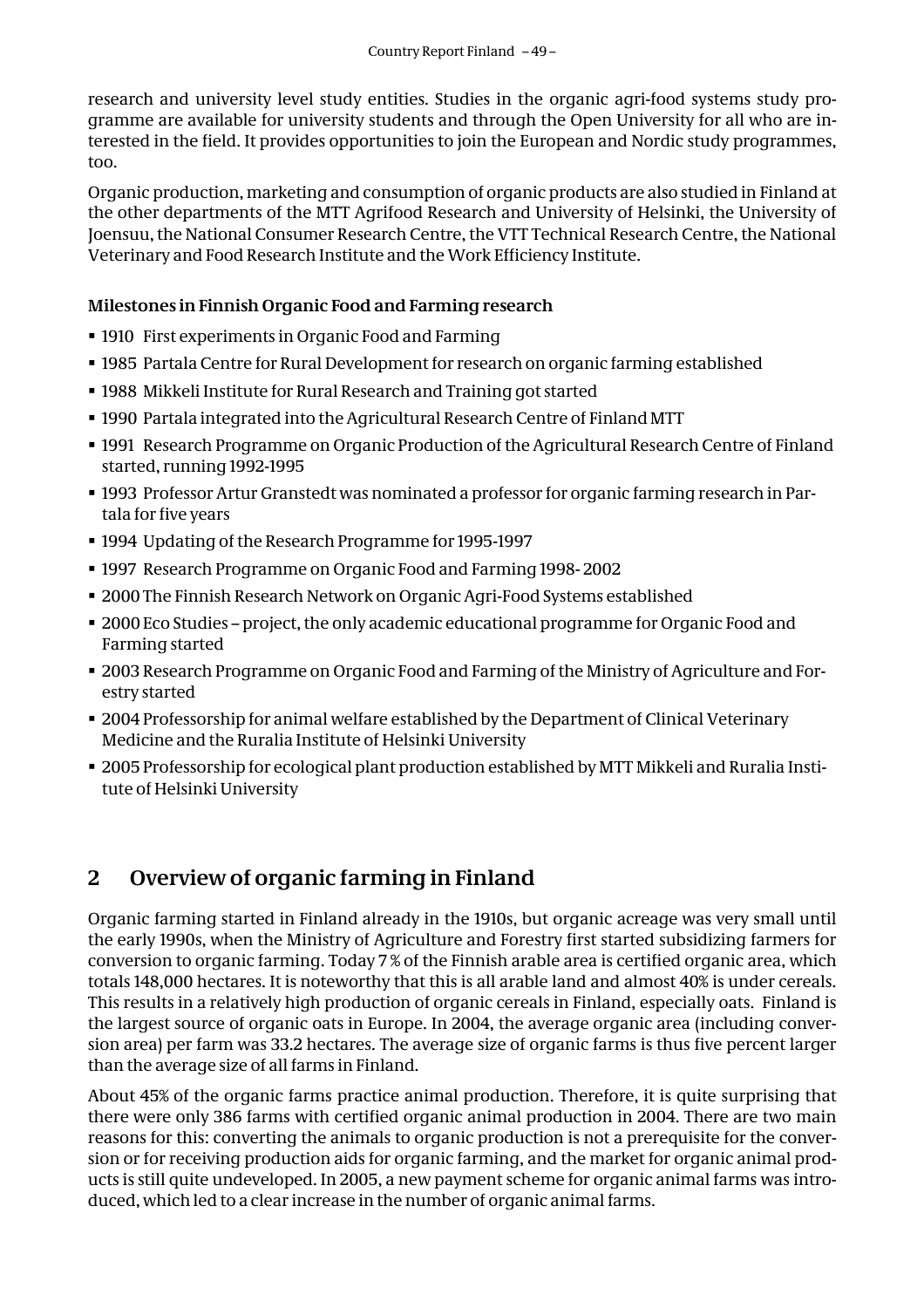research and university level study entities. Studies in the organic agri-food systems study programme are available for university students and through the Open University for all who are interested in the field. It provides opportunities to join the European and Nordic study programmes, too.

Organic production, marketing and consumption of organic products are also studied in Finland at the other departments of the MTT Agrifood Research and University of Helsinki, the University of Joensuu, the National Consumer Research Centre, the VTT Technical Research Centre, the National Veterinary and Food Research Institute and the Work Efficiency Institute.

**Milestones in Finnish Organic Food and Farming research**

- 1910 First experiments in Organic Food and Farming
- 1985 Partala Centre for Rural Development for research on organic farming established
- 1988 Mikkeli Institute for Rural Research and Training got started
- 1990 Partala integrated into the Agricultural Research Centre of Finland MTT
- 1991 Research Programme on Organic Production of the Agricultural Research Centre of Finland started, running 1992-1995
- 1993 Professor Artur Granstedt was nominated a professor for organic farming research in Partala for five years
- 1994 Updating of the Research Programme for 1995-1997
- 1997 Research Programme on Organic Food and Farming 1998- 2002
- 2000 The Finnish Research Network on Organic Agri-Food Systems established
- 2000 Eco Studies – project, the only academic educational programme for Organic Food and Farming started
- 2003 Research Programme on Organic Food and Farming of the Ministry of Agriculture and Forestry started
- 2004 Professorship for animal welfare established by the Department of Clinical Veterinary Medicine and the Ruralia Institute of Helsinki University
- 2005 Professorship for ecological plant production established by MTT Mikkeli and Ruralia Institute of Helsinki University

## 2 Overview of organic farming in Finland

Organic farming started in Finland already in the 1910s, but organic acreage was very small until the early 1990s, when the Ministry of Agriculture and Forestry first started subsidizing farmers for conversion to organic farming. Today 7 % of the Finnish arable area is certified organic area, which totals 148,000 hectares. It is noteworthy that this is all arable land and almost 40% is under cereals. This results in a relatively high production of organic cereals in Finland, especially oats. Finland is the largest source of organic oats in Europe. In 2004, the average organic area (including conversion area) per farm was 33.2 hectares. The average size of organic farms is thus five percent larger than the average size of all farms in Finland.

About 45% of the organic farms practice animal production. Therefore, it is quite surprising that there were only 386 farms with certified organic animal production in 2004. There are two main reasons for this: converting the animals to organic production is not a prerequisite for the conversion or for receiving production aids for organic farming, and the market for organic animal products is still quite undeveloped. In 2005, a new payment scheme for organic animal farms was introduced, which led to a clear increase in the number of organic animal farms.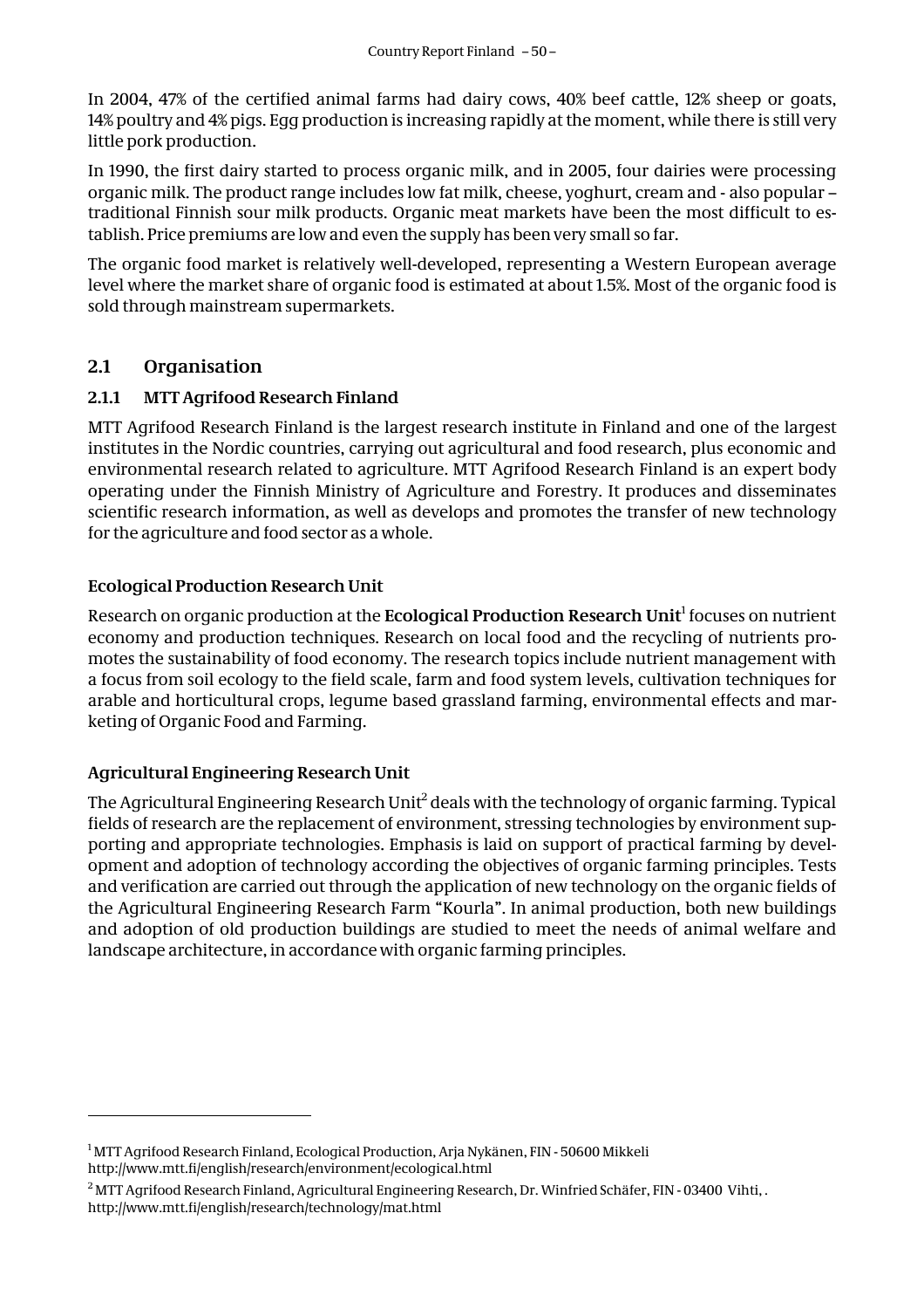In 2004, 47% of the certified animal farms had dairy cows, 40% beef cattle, 12% sheep or goats, 14% poultry and 4% pigs. Egg production is increasing rapidly at the moment, while there is still very little pork production.

In 1990, the first dairy started to process organic milk, and in 2005, four dairies were processing organic milk. The product range includes low fat milk, cheese, yoghurt, cream and - also popular – traditional Finnish sour milk products. Organic meat markets have been the most difficult to establish. Price premiums are low and even the supply has been very small so far.

The organic food market is relatively well-developed, representing a Western European average level where the market share of organic food is estimated at about 1.5%. Most of the organic food is sold through mainstream supermarkets.

## 2.1 Organisation

### 2.1.1 MTT Agrifood Research Finland

MTT Agrifood Research Finland is the largest research institute in Finland and one of the largest institutes in the Nordic countries, carrying out agricultural and food research, plus economic and environmental research related to agriculture. MTT Agrifood Research Finland is an expert body operating under the Finnish Ministry of Agriculture and Forestry. It produces and disseminates scientific research information, as well as develops and promotes the transfer of new technology for the agriculture and food sector as a whole.

#### Ecological Production Research Unit

Research on organic production at the **Ecological Production Research Unit**[1] focuses on nutrient economy and production techniques. Research on local food and the recycling of nutrients promotes the sustainability of food economy. The research topics include nutrient management with a focus from soil ecology to the field scale, farm and food system levels, cultivation techniques for arable and horticultural crops, legume based grassland farming, environmental effects and marketing of Organic Food and Farming.

#### Agricultural Engineering Research Unit

The Agricultural Engineering Research Unit[2] deals with the technology of organic farming. Typical fields of research are the replacement of environment, stressing technologies by environment supporting and appropriate technologies. Emphasis is laid on support of practical farming by development and adoption of technology according the objectives of organic farming principles. Tests and verification are carried out through the application of new technology on the organic fields of the Agricultural Engineering Research Farm "Kourla". In animal production, both new buildings and adoption of old production buildings are studied to meet the needs of animal welfare and landscape architecture, in accordance with organic farming principles.

---

[1] MTT Agrifood Research Finland, Ecological Production, Arja Nykänen, FIN - 50600 Mikkeli http://www.mtt.fi/english/research/environment/ecological.html

[2] MTT Agrifood Research Finland, Agricultural Engineering Research, Dr. Winfried Schäfer, FIN - 03400 Vihti, . http://www.mtt.fi/english/research/technology/mat.html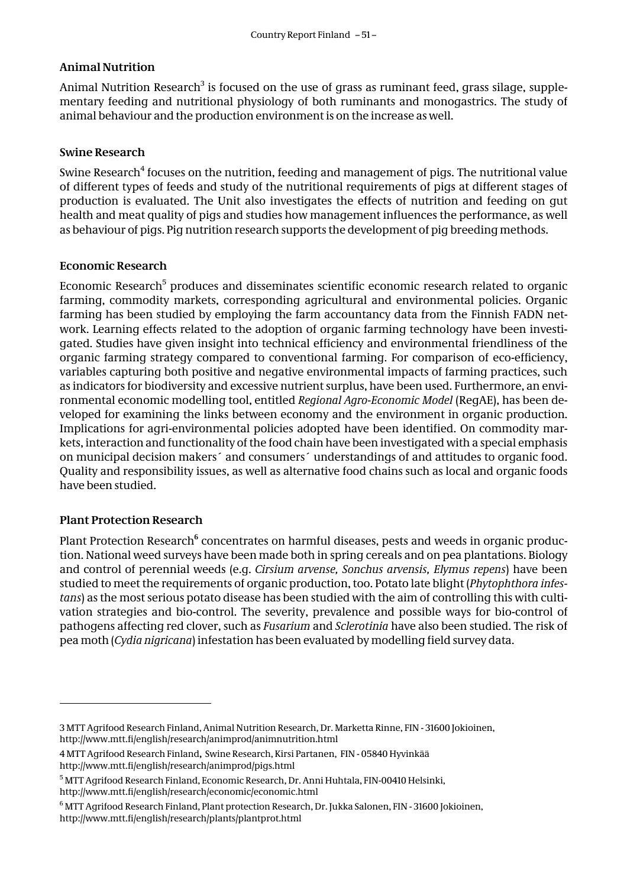## Animal Nutrition

Animal Nutrition Research[3] is focused on the use of grass as ruminant feed, grass silage, supplementary feeding and nutritional physiology of both ruminants and monogastrics. The study of animal behaviour and the production environment is on the increase as well.

## Swine Research

Swine Research[4] focuses on the nutrition, feeding and management of pigs. The nutritional value of different types of feeds and study of the nutritional requirements of pigs at different stages of production is evaluated. The Unit also investigates the effects of nutrition and feeding on gut health and meat quality of pigs and studies how management influences the performance, as well as behaviour of pigs. Pig nutrition research supports the development of pig breeding methods.

## Economic Research

Economic Research[5] produces and disseminates scientific economic research related to organic farming, commodity markets, corresponding agricultural and environmental policies. Organic farming has been studied by employing the farm accountancy data from the Finnish FADN network. Learning effects related to the adoption of organic farming technology have been investigated. Studies have given insight into technical efficiency and environmental friendliness of the organic farming strategy compared to conventional farming. For comparison of eco-efficiency, variables capturing both positive and negative environmental impacts of farming practices, such as indicators for biodiversity and excessive nutrient surplus, have been used. Furthermore, an environmental economic modelling tool, entitled *Regional Agro-Economic Model* (RegAE), has been developed for examining the links between economy and the environment in organic production. Implications for agri-environmental policies adopted have been identified. On commodity markets, interaction and functionality of the food chain have been investigated with a special emphasis on municipal decision makers´ and consumers´ understandings of and attitudes to organic food. Quality and responsibility issues, as well as alternative food chains such as local and organic foods have been studied.

## Plant Protection Research

Plant Protection Research[6] concentrates on harmful diseases, pests and weeds in organic production. National weed surveys have been made both in spring cereals and on pea plantations. Biology and control of perennial weeds (e.g. *Cirsium arvense, Sonchus arvensis, Elymus repens*) have been studied to meet the requirements of organic production, too. Potato late blight (*Phytophthora infestans*) as the most serious potato disease has been studied with the aim of controlling this with cultivation strategies and bio-control. The severity, prevalence and possible ways for bio-control of pathogens affecting red clover, such as *Fusarium* and *Sclerotinia* have also been studied. The risk of pea moth (*Cydia nigricana*) infestation has been evaluated by modelling field survey data.

---

3 MTT Agrifood Research Finland, Animal Nutrition Research, Dr. Marketta Rinne, FIN - 31600 Jokioinen, http://www.mtt.fi/english/research/animprod/animnutrition.html

4 MTT Agrifood Research Finland, Swine Research, Kirsi Partanen, FIN - 05840 Hyvinkää http://www.mtt.fi/english/research/animprod/pigs.html

5 MTT Agrifood Research Finland, Economic Research, Dr. Anni Huhtala, FIN-00410 Helsinki, http://www.mtt.fi/english/research/economic/economic.html

6 MTT Agrifood Research Finland, Plant protection Research, Dr. Jukka Salonen, FIN - 31600 Jokioinen, http://www.mtt.fi/english/research/plants/plantprot.html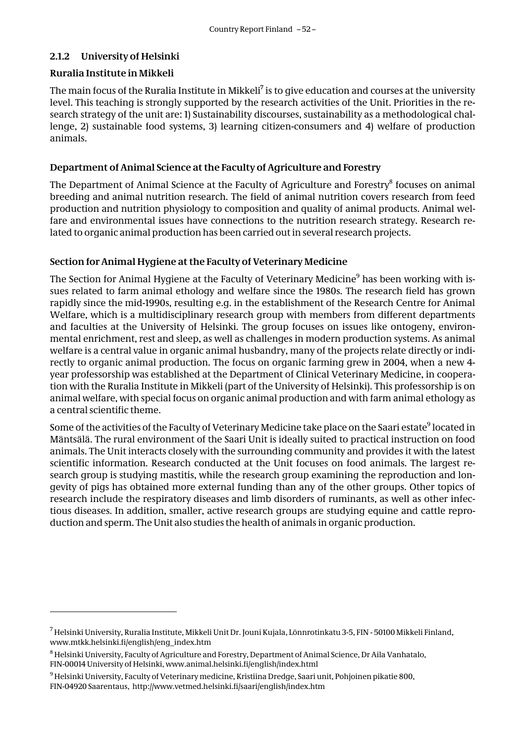### 2.1.2 University of Helsinki

#### Ruralia Institute in Mikkeli

The main focus of the Ruralia Institute in Mikkeli[7] is to give education and courses at the university level. This teaching is strongly supported by the research activities of the Unit. Priorities in the research strategy of the unit are: 1) Sustainability discourses, sustainability as a methodological challenge, 2) sustainable food systems, 3) learning citizen-consumers and 4) welfare of production animals.

#### Department of Animal Science at the Faculty of Agriculture and Forestry

The Department of Animal Science at the Faculty of Agriculture and Forestry[8] focuses on animal breeding and animal nutrition research. The field of animal nutrition covers research from feed production and nutrition physiology to composition and quality of animal products. Animal welfare and environmental issues have connections to the nutrition research strategy. Research related to organic animal production has been carried out in several research projects.

#### Section for Animal Hygiene at the Faculty of Veterinary Medicine

The Section for Animal Hygiene at the Faculty of Veterinary Medicine[9] has been working with issues related to farm animal ethology and welfare since the 1980s. The research field has grown rapidly since the mid-1990s, resulting e.g. in the establishment of the Research Centre for Animal Welfare, which is a multidisciplinary research group with members from different departments and faculties at the University of Helsinki. The group focuses on issues like ontogeny, environmental enrichment, rest and sleep, as well as challenges in modern production systems. As animal welfare is a central value in organic animal husbandry, many of the projects relate directly or indirectly to organic animal production. The focus on organic farming grew in 2004, when a new 4-year professorship was established at the Department of Clinical Veterinary Medicine, in cooperation with the Ruralia Institute in Mikkeli (part of the University of Helsinki). This professorship is on animal welfare, with special focus on organic animal production and with farm animal ethology as a central scientific theme.

Some of the activities of the Faculty of Veterinary Medicine take place on the Saari estate[9] located in Mäntsälä. The rural environment of the Saari Unit is ideally suited to practical instruction on food animals. The Unit interacts closely with the surrounding community and provides it with the latest scientific information. Research conducted at the Unit focuses on food animals. The largest research group is studying mastitis, while the research group examining the reproduction and longevity of pigs has obtained more external funding than any of the other groups. Other topics of research include the respiratory diseases and limb disorders of ruminants, as well as other infectious diseases. In addition, smaller, active research groups are studying equine and cattle reproduction and sperm. The Unit also studies the health of animals in organic production.

---

[7] Helsinki University, Ruralia Institute, Mikkeli Unit Dr. Jouni Kujala, Lönnrotinkatu 3-5, FIN - 50100 Mikkeli Finland, www.mtkk.helsinki.fi/english/eng_index.htm

[8] Helsinki University, Faculty of Agriculture and Forestry, Department of Animal Science, Dr Aila Vanhatalo, FIN-00014 University of Helsinki, www.animal.helsinki.fi/english/index.html

[9] Helsinki University, Faculty of Veterinary medicine, Kristiina Dredge, Saari unit, Pohjoinen pikatie 800, FIN-04920 Saarentaus, http://www.vetmed.helsinki.fi/saari/english/index.htm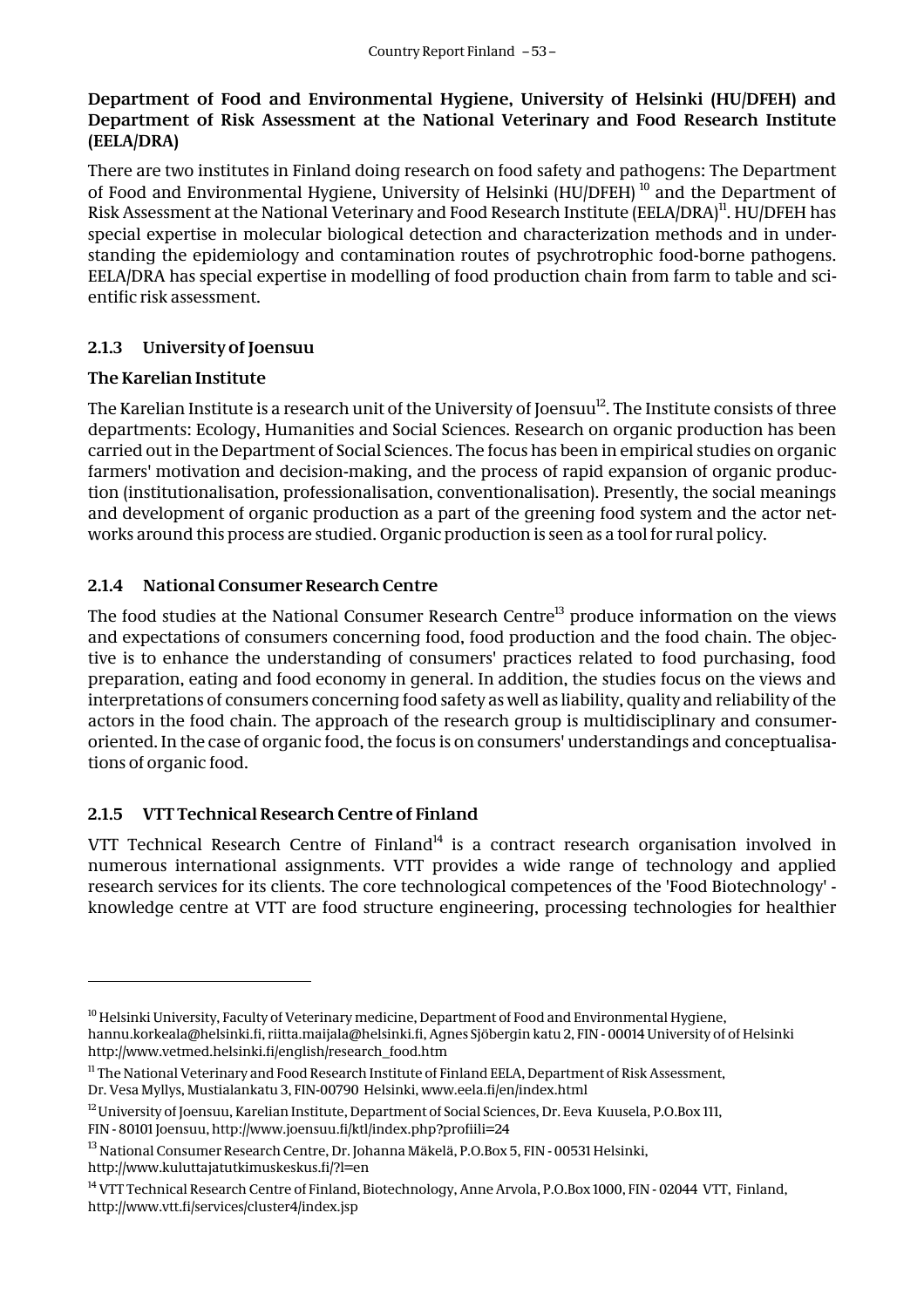**Department of Food and Environmental Hygiene, University of Helsinki (HU/DFEH) and Department of Risk Assessment at the National Veterinary and Food Research Institute (EELA/DRA)**

There are two institutes in Finland doing research on food safety and pathogens: The Department of Food and Environmental Hygiene, University of Helsinki (HU/DFEH) [10] and the Department of Risk Assessment at the National Veterinary and Food Research Institute (EELA/DRA)[11]. HU/DFEH has special expertise in molecular biological detection and characterization methods and in understanding the epidemiology and contamination routes of psychrotrophic food-borne pathogens. EELA/DRA has special expertise in modelling of food production chain from farm to table and scientific risk assessment.

### 2.1.3 University of Joensuu

**The Karelian Institute**

The Karelian Institute is a research unit of the University of Joensuu[12]. The Institute consists of three departments: Ecology, Humanities and Social Sciences. Research on organic production has been carried out in the Department of Social Sciences. The focus has been in empirical studies on organic farmers' motivation and decision-making, and the process of rapid expansion of organic production (institutionalisation, professionalisation, conventionalisation). Presently, the social meanings and development of organic production as a part of the greening food system and the actor networks around this process are studied. Organic production is seen as a tool for rural policy.

### 2.1.4 National Consumer Research Centre

The food studies at the National Consumer Research Centre[13] produce information on the views and expectations of consumers concerning food, food production and the food chain. The objective is to enhance the understanding of consumers' practices related to food purchasing, food preparation, eating and food economy in general. In addition, the studies focus on the views and interpretations of consumers concerning food safety as well as liability, quality and reliability of the actors in the food chain. The approach of the research group is multidisciplinary and consumer-oriented. In the case of organic food, the focus is on consumers' understandings and conceptualisations of organic food.

### 2.1.5 VTT Technical Research Centre of Finland

VTT Technical Research Centre of Finland[14] is a contract research organisation involved in numerous international assignments. VTT provides a wide range of technology and applied research services for its clients. The core technological competences of the 'Food Biotechnology' - knowledge centre at VTT are food structure engineering, processing technologies for healthier

---

[10] Helsinki University, Faculty of Veterinary medicine, Department of Food and Environmental Hygiene, hannu.korkeala@helsinki.fi, riitta.maijala@helsinki.fi, Agnes Sjöbergin katu 2, FIN - 00014 University of of Helsinki http://www.vetmed.helsinki.fi/english/research_food.htm

[11] The National Veterinary and Food Research Institute of Finland EELA, Department of Risk Assessment, Dr. Vesa Myllys, Mustialankatu 3, FIN-00790 Helsinki, www.eela.fi/en/index.html

[12] University of Joensuu, Karelian Institute, Department of Social Sciences, Dr. Eeva Kuusela, P.O.Box 111, FIN - 80101 Joensuu, http://www.joensuu.fi/ktl/index.php?profiili=24

[13] National Consumer Research Centre, Dr. Johanna Mäkelä, P.O.Box 5, FIN - 00531 Helsinki, http://www.kuluttajatutkimuskeskus.fi/?l=en

[14] VTT Technical Research Centre of Finland, Biotechnology, Anne Arvola, P.O.Box 1000, FIN - 02044 VTT, Finland, http://www.vtt.fi/services/cluster4/index.jsp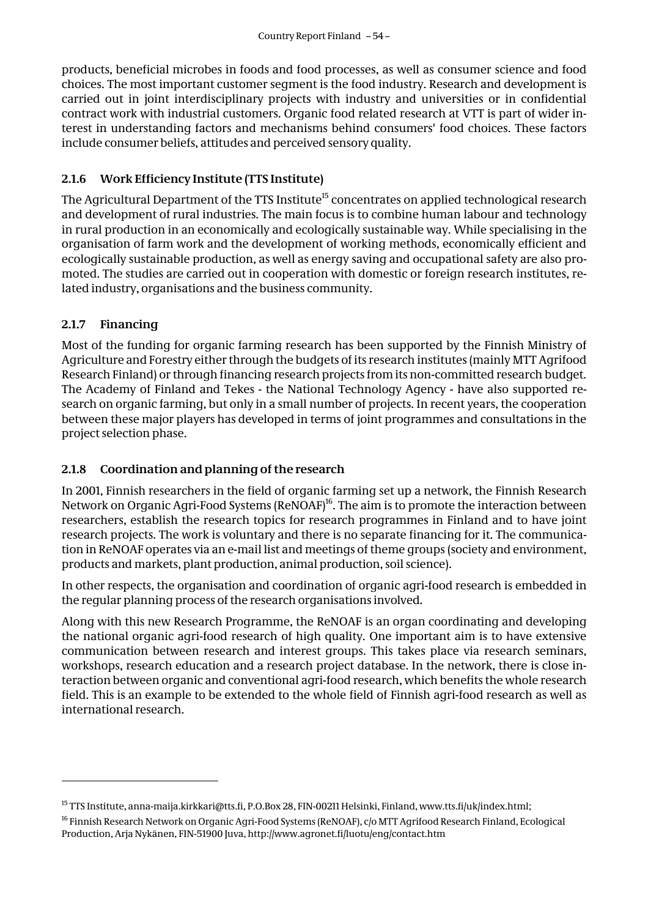products, beneficial microbes in foods and food processes, as well as consumer science and food choices. The most important customer segment is the food industry. Research and development is carried out in joint interdisciplinary projects with industry and universities or in confidential contract work with industrial customers. Organic food related research at VTT is part of wider interest in understanding factors and mechanisms behind consumers' food choices. These factors include consumer beliefs, attitudes and perceived sensory quality.

### 2.1.6 Work Efficiency Institute (TTS Institute)

The Agricultural Department of the TTS Institute[15] concentrates on applied technological research and development of rural industries. The main focus is to combine human labour and technology in rural production in an economically and ecologically sustainable way. While specialising in the organisation of farm work and the development of working methods, economically efficient and ecologically sustainable production, as well as energy saving and occupational safety are also promoted. The studies are carried out in cooperation with domestic or foreign research institutes, related industry, organisations and the business community.

### 2.1.7 Financing

Most of the funding for organic farming research has been supported by the Finnish Ministry of Agriculture and Forestry either through the budgets of its research institutes (mainly MTT Agrifood Research Finland) or through financing research projects from its non-committed research budget. The Academy of Finland and Tekes - the National Technology Agency - have also supported research on organic farming, but only in a small number of projects. In recent years, the cooperation between these major players has developed in terms of joint programmes and consultations in the project selection phase.

### 2.1.8 Coordination and planning of the research

In 2001, Finnish researchers in the field of organic farming set up a network, the Finnish Research Network on Organic Agri-Food Systems (ReNOAF)[16]. The aim is to promote the interaction between researchers, establish the research topics for research programmes in Finland and to have joint research projects. The work is voluntary and there is no separate financing for it. The communication in ReNOAF operates via an e-mail list and meetings of theme groups (society and environment, products and markets, plant production, animal production, soil science).

In other respects, the organisation and coordination of organic agri-food research is embedded in the regular planning process of the research organisations involved.

Along with this new Research Programme, the ReNOAF is an organ coordinating and developing the national organic agri-food research of high quality. One important aim is to have extensive communication between research and interest groups. This takes place via research seminars, workshops, research education and a research project database. In the network, there is close interaction between organic and conventional agri-food research, which benefits the whole research field. This is an example to be extended to the whole field of Finnish agri-food research as well as international research.

---

[15] TTS Institute, anna-maija.kirkkari@tts.fi, P.O.Box 28, FIN-00211 Helsinki, Finland, www.tts.fi/uk/index.html;

[16] Finnish Research Network on Organic Agri-Food Systems (ReNOAF), c/o MTT Agrifood Research Finland, Ecological Production, Arja Nykänen, FIN-51900 Juva, http://www.agronet.fi/luotu/eng/contact.htm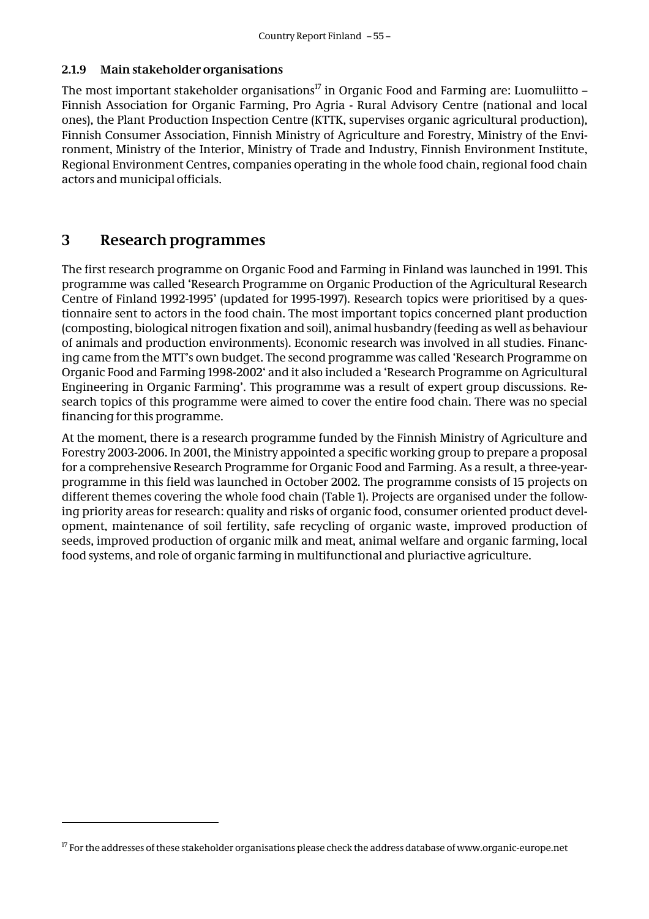### 2.1.9 Main stakeholder organisations

The most important stakeholder organisations[17] in Organic Food and Farming are: Luomuliitto – Finnish Association for Organic Farming, Pro Agria - Rural Advisory Centre (national and local ones), the Plant Production Inspection Centre (KTTK, supervises organic agricultural production), Finnish Consumer Association, Finnish Ministry of Agriculture and Forestry, Ministry of the Environment, Ministry of the Interior, Ministry of Trade and Industry, Finnish Environment Institute, Regional Environment Centres, companies operating in the whole food chain, regional food chain actors and municipal officials.

## 3 Research programmes

The first research programme on Organic Food and Farming in Finland was launched in 1991. This programme was called 'Research Programme on Organic Production of the Agricultural Research Centre of Finland 1992-1995' (updated for 1995-1997). Research topics were prioritised by a questionnaire sent to actors in the food chain. The most important topics concerned plant production (composting, biological nitrogen fixation and soil), animal husbandry (feeding as well as behaviour of animals and production environments). Economic research was involved in all studies. Financing came from the MTT's own budget. The second programme was called 'Research Programme on Organic Food and Farming 1998-2002' and it also included a 'Research Programme on Agricultural Engineering in Organic Farming'. This programme was a result of expert group discussions. Research topics of this programme were aimed to cover the entire food chain. There was no special financing for this programme.

At the moment, there is a research programme funded by the Finnish Ministry of Agriculture and Forestry 2003-2006. In 2001, the Ministry appointed a specific working group to prepare a proposal for a comprehensive Research Programme for Organic Food and Farming. As a result, a three-year-programme in this field was launched in October 2002. The programme consists of 15 projects on different themes covering the whole food chain (Table 1). Projects are organised under the following priority areas for research: quality and risks of organic food, consumer oriented product development, maintenance of soil fertility, safe recycling of organic waste, improved production of seeds, improved production of organic milk and meat, animal welfare and organic farming, local food systems, and role of organic farming in multifunctional and pluriactive agriculture.

[17] For the addresses of these stakeholder organisations please check the address database of www.organic-europe.net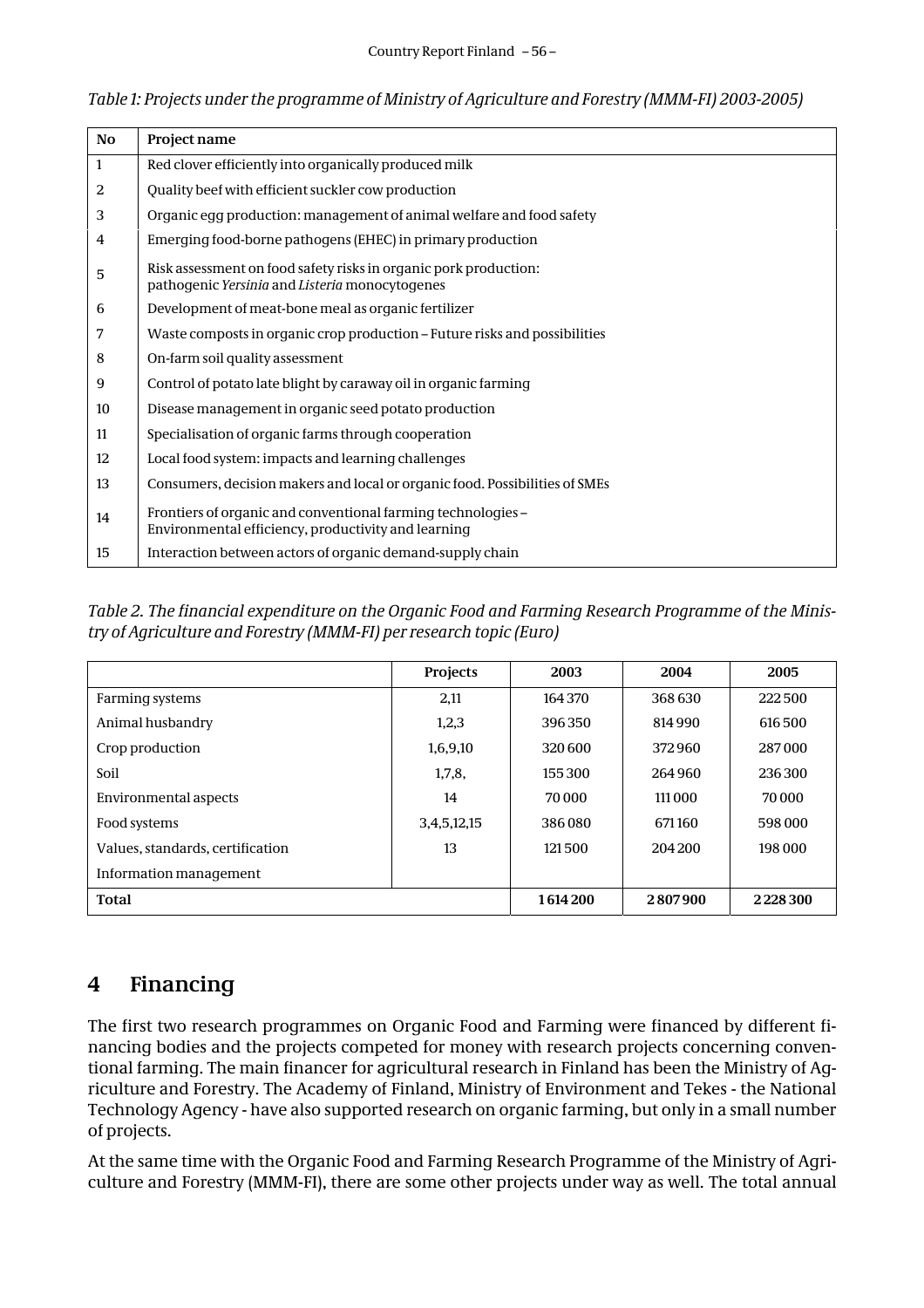*Table 1: Projects under the programme of Ministry of Agriculture and Forestry (MMM-FI) 2003-2005)*

| No | Project name |
|---|---|
| 1 | Red clover efficiently into organically produced milk |
| 2 | Quality beef with efficient suckler cow production |
| 3 | Organic egg production: management of animal welfare and food safety |
| 4 | Emerging food-borne pathogens (EHEC) in primary production |
| 5 | Risk assessment on food safety risks in organic pork production: pathogenic *Yersinia* and *Listeria* monocytogenes |
| 6 | Development of meat-bone meal as organic fertilizer |
| 7 | Waste composts in organic crop production – Future risks and possibilities |
| 8 | On-farm soil quality assessment |
| 9 | Control of potato late blight by caraway oil in organic farming |
| 10 | Disease management in organic seed potato production |
| 11 | Specialisation of organic farms through cooperation |
| 12 | Local food system: impacts and learning challenges |
| 13 | Consumers, decision makers and local or organic food. Possibilities of SMEs |
| 14 | Frontiers of organic and conventional farming technologies – Environmental efficiency, productivity and learning |
| 15 | Interaction between actors of organic demand-supply chain |

*Table 2. The financial expenditure on the Organic Food and Farming Research Programme of the Ministry of Agriculture and Forestry (MMM-FI) per research topic (Euro)*

| | Projects | 2003 | 2004 | 2005 |
|---|---|---|---|---|
| Farming systems | 2,11 | 164 370 | 368 630 | 222 500 |
| Animal husbandry | 1,2,3 | 396 350 | 814 990 | 616 500 |
| Crop production | 1,6,9,10 | 320 600 | 372 960 | 287 000 |
| Soil | 1,7,8, | 155 300 | 264 960 | 236 300 |
| Environmental aspects | 14 | 70 000 | 111 000 | 70 000 |
| Food systems | 3,4,5,12,15 | 386 080 | 671 160 | 598 000 |
| Values, standards, certification | 13 | 121 500 | 204 200 | 198 000 |
| Information management | | | | |
| **Total** | | **1 614 200** | **2 807 900** | **2 228 300** |

## 4 Financing

The first two research programmes on Organic Food and Farming were financed by different financing bodies and the projects competed for money with research projects concerning conventional farming. The main financer for agricultural research in Finland has been the Ministry of Agriculture and Forestry. The Academy of Finland, Ministry of Environment and Tekes - the National Technology Agency - have also supported research on organic farming, but only in a small number of projects.

At the same time with the Organic Food and Farming Research Programme of the Ministry of Agriculture and Forestry (MMM-FI), there are some other projects under way as well. The total annual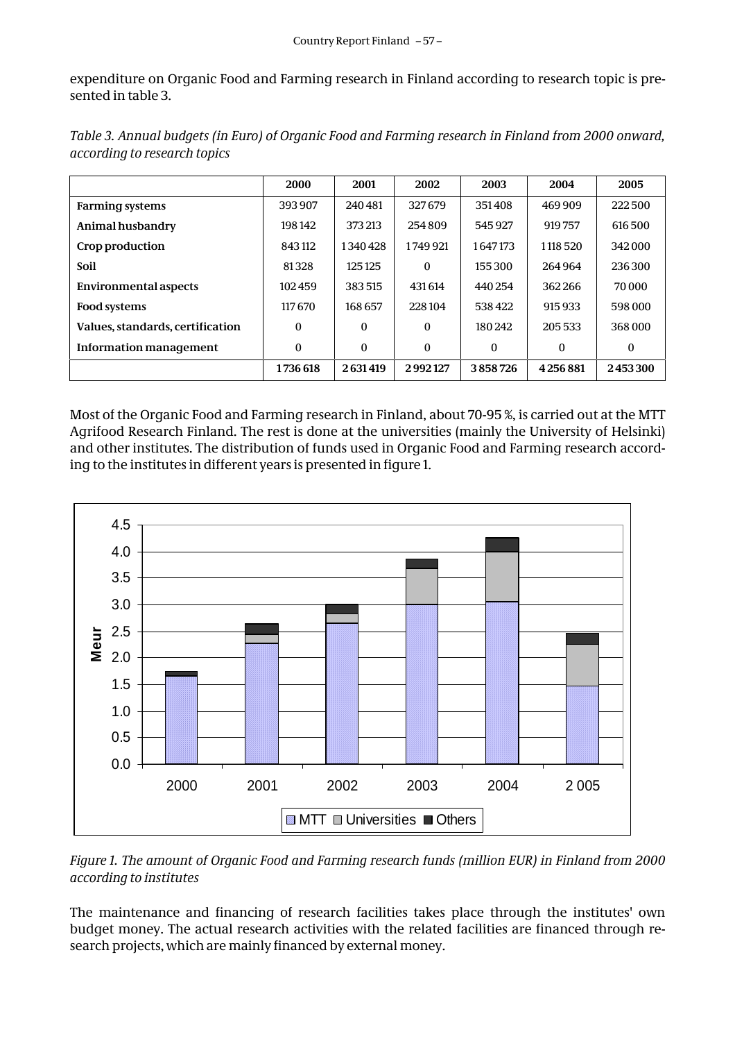expenditure on Organic Food and Farming research in Finland according to research topic is presented in table 3.

*Table 3. Annual budgets (in Euro) of Organic Food and Farming research in Finland from 2000 onward, according to research topics*

| | 2000 | 2001 | 2002 | 2003 | 2004 | 2005 |
|---|---|---|---|---|---|---|
| **Farming systems** | 393 907 | 240 481 | 327 679 | 351 408 | 469 909 | 222 500 |
| **Animal husbandry** | 198 142 | 373 213 | 254 809 | 545 927 | 919 757 | 616 500 |
| **Crop production** | 843 112 | 1 340 428 | 1 749 921 | 1 647 173 | 1 118 520 | 342 000 |
| **Soil** | 81 328 | 125 125 | 0 | 155 300 | 264 964 | 236 300 |
| **Environmental aspects** | 102 459 | 383 515 | 431 614 | 440 254 | 362 266 | 70 000 |
| **Food systems** | 117 670 | 168 657 | 228 104 | 538 422 | 915 933 | 598 000 |
| **Values, standards, certification** | 0 | 0 | 0 | 180 242 | 205 533 | 368 000 |
| **Information management** | 0 | 0 | 0 | 0 | 0 | 0 |
| | **1 736 618** | **2 631 419** | **2 992 127** | **3 858 726** | **4 256 881** | **2 453 300** |

Most of the Organic Food and Farming research in Finland, about 70-95 %, is carried out at the MTT Agrifood Research Finland. The rest is done at the universities (mainly the University of Helsinki) and other institutes. The distribution of funds used in Organic Food and Farming research according to the institutes in different years is presented in figure 1.

*Figure 1. The amount of Organic Food and Farming research funds (million EUR) in Finland from 2000 according to institutes*

The maintenance and financing of research facilities takes place through the institutes' own budget money. The actual research activities with the related facilities are financed through research projects, which are mainly financed by external money.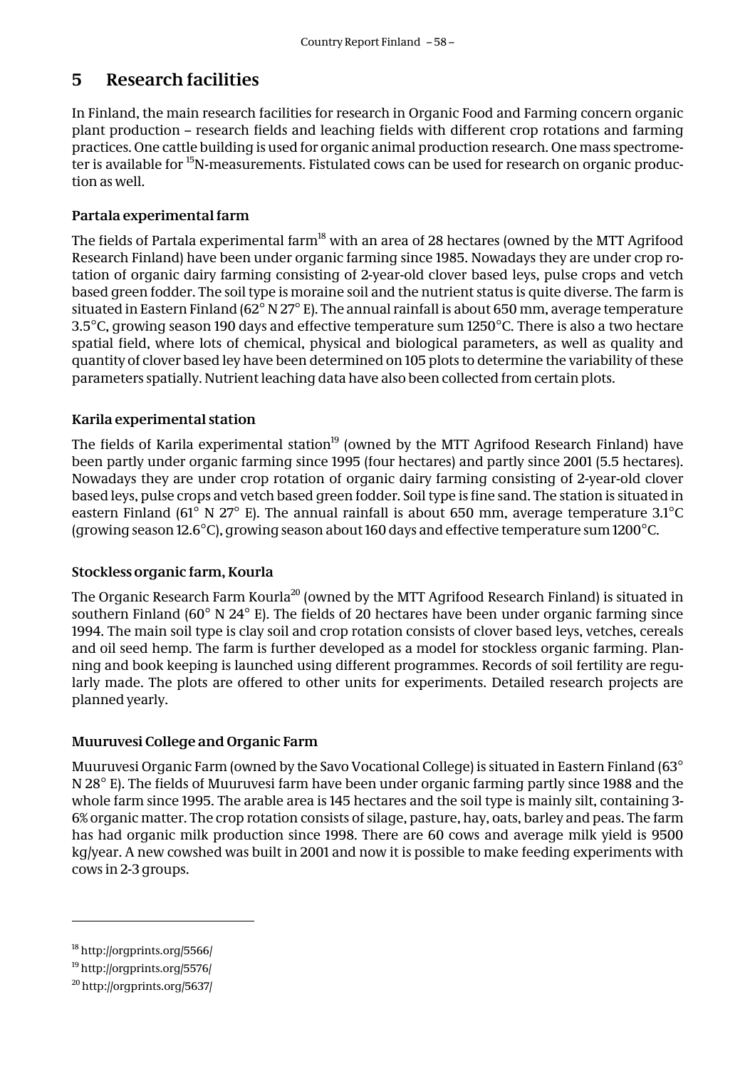# 5 Research facilities

In Finland, the main research facilities for research in Organic Food and Farming concern organic plant production – research fields and leaching fields with different crop rotations and farming practices. One cattle building is used for organic animal production research. One mass spectrometer is available for $^{15}$N-measurements. Fistulated cows can be used for research on organic production as well.

### Partala experimental farm

The fields of Partala experimental farm[18] with an area of 28 hectares (owned by the MTT Agrifood Research Finland) have been under organic farming since 1985. Nowadays they are under crop rotation of organic dairy farming consisting of 2-year-old clover based leys, pulse crops and vetch based green fodder. The soil type is moraine soil and the nutrient status is quite diverse. The farm is situated in Eastern Finland (62° N 27° E). The annual rainfall is about 650 mm, average temperature 3.5°C, growing season 190 days and effective temperature sum 1250°C. There is also a two hectare spatial field, where lots of chemical, physical and biological parameters, as well as quality and quantity of clover based ley have been determined on 105 plots to determine the variability of these parameters spatially. Nutrient leaching data have also been collected from certain plots.

### Karila experimental station

The fields of Karila experimental station[19] (owned by the MTT Agrifood Research Finland) have been partly under organic farming since 1995 (four hectares) and partly since 2001 (5.5 hectares). Nowadays they are under crop rotation of organic dairy farming consisting of 2-year-old clover based leys, pulse crops and vetch based green fodder. Soil type is fine sand. The station is situated in eastern Finland (61° N 27° E). The annual rainfall is about 650 mm, average temperature 3.1°C (growing season 12.6°C), growing season about 160 days and effective temperature sum 1200°C.

### Stockless organic farm, Kourla

The Organic Research Farm Kourla[20] (owned by the MTT Agrifood Research Finland) is situated in southern Finland (60° N 24° E). The fields of 20 hectares have been under organic farming since 1994. The main soil type is clay soil and crop rotation consists of clover based leys, vetches, cereals and oil seed hemp. The farm is further developed as a model for stockless organic farming. Planning and book keeping is launched using different programmes. Records of soil fertility are regularly made. The plots are offered to other units for experiments. Detailed research projects are planned yearly.

### Muuruvesi College and Organic Farm

Muuruvesi Organic Farm (owned by the Savo Vocational College) is situated in Eastern Finland (63° N 28° E). The fields of Muuruvesi farm have been under organic farming partly since 1988 and the whole farm since 1995. The arable area is 145 hectares and the soil type is mainly silt, containing 3-6% organic matter. The crop rotation consists of silage, pasture, hay, oats, barley and peas. The farm has had organic milk production since 1998. There are 60 cows and average milk yield is 9500 kg/year. A new cowshed was built in 2001 and now it is possible to make feeding experiments with cows in 2-3 groups.

---

[18] http://orgprints.org/5566/

[19] http://orgprints.org/5576/

[20] http://orgprints.org/5637/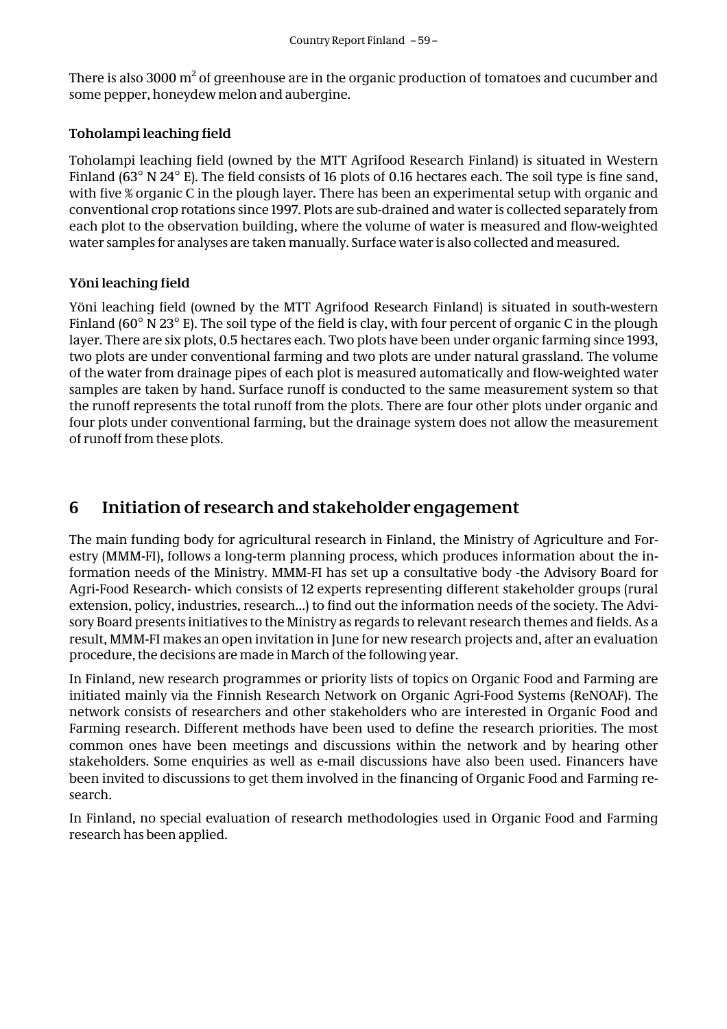There is also 3000 $m^2$ of greenhouse are in the organic production of tomatoes and cucumber and some pepper, honeydew melon and aubergine.

### Toholampi leaching field

Toholampi leaching field (owned by the MTT Agrifood Research Finland) is situated in Western Finland (63° N 24° E). The field consists of 16 plots of 0.16 hectares each. The soil type is fine sand, with five % organic C in the plough layer. There has been an experimental setup with organic and conventional crop rotations since 1997. Plots are sub-drained and water is collected separately from each plot to the observation building, where the volume of water is measured and flow-weighted water samples for analyses are taken manually. Surface water is also collected and measured.

### Yöni leaching field

Yöni leaching field (owned by the MTT Agrifood Research Finland) is situated in south-western Finland (60° N 23° E). The soil type of the field is clay, with four percent of organic C in the plough layer. There are six plots, 0.5 hectares each. Two plots have been under organic farming since 1993, two plots are under conventional farming and two plots are under natural grassland. The volume of the water from drainage pipes of each plot is measured automatically and flow-weighted water samples are taken by hand. Surface runoff is conducted to the same measurement system so that the runoff represents the total runoff from the plots. There are four other plots under organic and four plots under conventional farming, but the drainage system does not allow the measurement of runoff from these plots.

## 6 Initiation of research and stakeholder engagement

The main funding body for agricultural research in Finland, the Ministry of Agriculture and Forestry (MMM-FI), follows a long-term planning process, which produces information about the information needs of the Ministry. MMM-FI has set up a consultative body -the Advisory Board for Agri-Food Research- which consists of 12 experts representing different stakeholder groups (rural extension, policy, industries, research...) to find out the information needs of the society. The Advisory Board presents initiatives to the Ministry as regards to relevant research themes and fields. As a result, MMM-FI makes an open invitation in June for new research projects and, after an evaluation procedure, the decisions are made in March of the following year.

In Finland, new research programmes or priority lists of topics on Organic Food and Farming are initiated mainly via the Finnish Research Network on Organic Agri-Food Systems (ReNOAF). The network consists of researchers and other stakeholders who are interested in Organic Food and Farming research. Different methods have been used to define the research priorities. The most common ones have been meetings and discussions within the network and by hearing other stakeholders. Some enquiries as well as e-mail discussions have also been used. Financers have been invited to discussions to get them involved in the financing of Organic Food and Farming research.

In Finland, no special evaluation of research methodologies used in Organic Food and Farming research has been applied.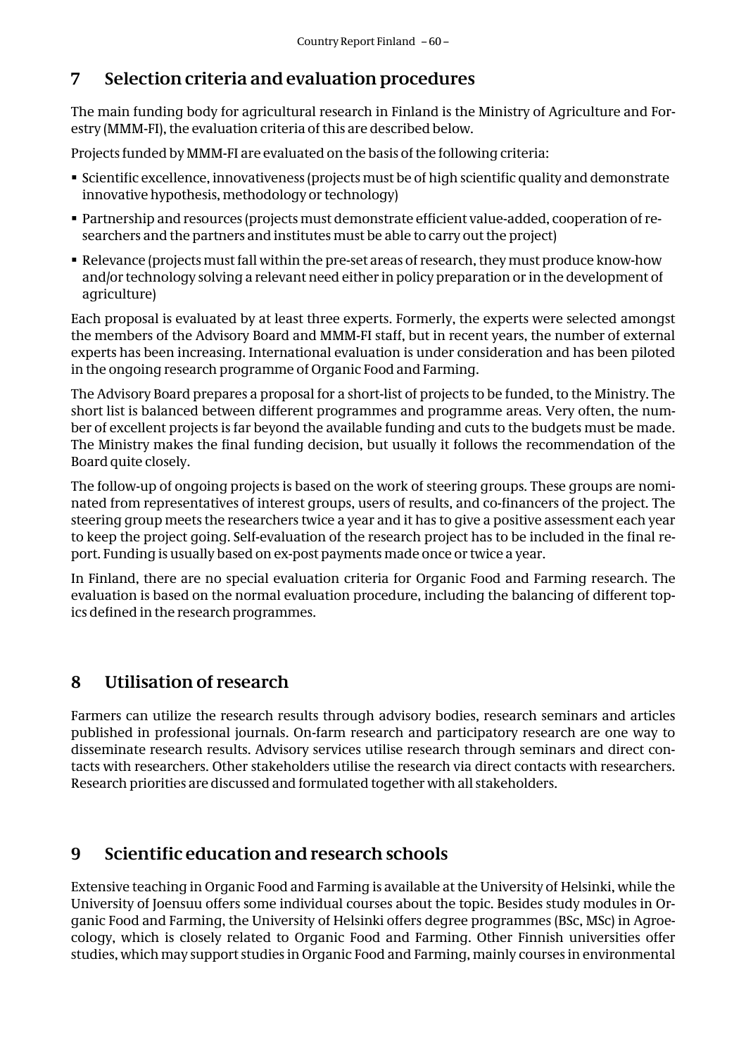## 7 Selection criteria and evaluation procedures

The main funding body for agricultural research in Finland is the Ministry of Agriculture and Forestry (MMM-FI), the evaluation criteria of this are described below.

Projects funded by MMM-FI are evaluated on the basis of the following criteria:

- Scientific excellence, innovativeness (projects must be of high scientific quality and demonstrate innovative hypothesis, methodology or technology)
- Partnership and resources (projects must demonstrate efficient value-added, cooperation of researchers and the partners and institutes must be able to carry out the project)
- Relevance (projects must fall within the pre-set areas of research, they must produce know-how and/or technology solving a relevant need either in policy preparation or in the development of agriculture)

Each proposal is evaluated by at least three experts. Formerly, the experts were selected amongst the members of the Advisory Board and MMM-FI staff, but in recent years, the number of external experts has been increasing. International evaluation is under consideration and has been piloted in the ongoing research programme of Organic Food and Farming.

The Advisory Board prepares a proposal for a short-list of projects to be funded, to the Ministry. The short list is balanced between different programmes and programme areas. Very often, the number of excellent projects is far beyond the available funding and cuts to the budgets must be made. The Ministry makes the final funding decision, but usually it follows the recommendation of the Board quite closely.

The follow-up of ongoing projects is based on the work of steering groups. These groups are nominated from representatives of interest groups, users of results, and co-financers of the project. The steering group meets the researchers twice a year and it has to give a positive assessment each year to keep the project going. Self-evaluation of the research project has to be included in the final report. Funding is usually based on ex-post payments made once or twice a year.

In Finland, there are no special evaluation criteria for Organic Food and Farming research. The evaluation is based on the normal evaluation procedure, including the balancing of different topics defined in the research programmes.

## 8 Utilisation of research

Farmers can utilize the research results through advisory bodies, research seminars and articles published in professional journals. On-farm research and participatory research are one way to disseminate research results. Advisory services utilise research through seminars and direct contacts with researchers. Other stakeholders utilise the research via direct contacts with researchers. Research priorities are discussed and formulated together with all stakeholders.

## 9 Scientific education and research schools

Extensive teaching in Organic Food and Farming is available at the University of Helsinki, while the University of Joensuu offers some individual courses about the topic. Besides study modules in Organic Food and Farming, the University of Helsinki offers degree programmes (BSc, MSc) in Agroecology, which is closely related to Organic Food and Farming. Other Finnish universities offer studies, which may support studies in Organic Food and Farming, mainly courses in environmental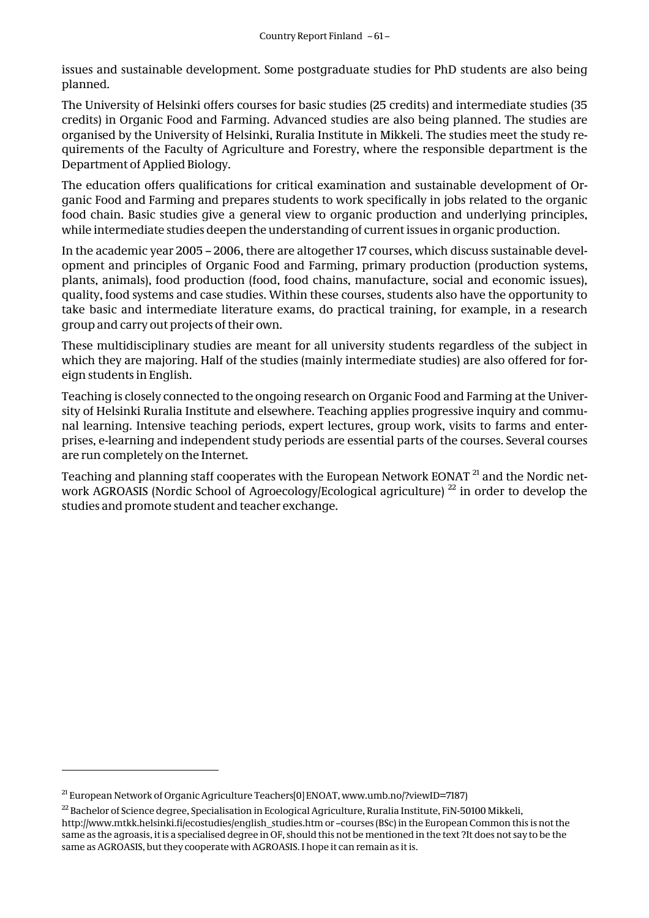issues and sustainable development. Some postgraduate studies for PhD students are also being planned.

The University of Helsinki offers courses for basic studies (25 credits) and intermediate studies (35 credits) in Organic Food and Farming. Advanced studies are also being planned. The studies are organised by the University of Helsinki, Ruralia Institute in Mikkeli. The studies meet the study requirements of the Faculty of Agriculture and Forestry, where the responsible department is the Department of Applied Biology.

The education offers qualifications for critical examination and sustainable development of Organic Food and Farming and prepares students to work specifically in jobs related to the organic food chain. Basic studies give a general view to organic production and underlying principles, while intermediate studies deepen the understanding of current issues in organic production.

In the academic year 2005 – 2006, there are altogether 17 courses, which discuss sustainable development and principles of Organic Food and Farming, primary production (production systems, plants, animals), food production (food, food chains, manufacture, social and economic issues), quality, food systems and case studies. Within these courses, students also have the opportunity to take basic and intermediate literature exams, do practical training, for example, in a research group and carry out projects of their own.

These multidisciplinary studies are meant for all university students regardless of the subject in which they are majoring. Half of the studies (mainly intermediate studies) are also offered for foreign students in English.

Teaching is closely connected to the ongoing research on Organic Food and Farming at the University of Helsinki Ruralia Institute and elsewhere. Teaching applies progressive inquiry and communal learning. Intensive teaching periods, expert lectures, group work, visits to farms and enterprises, e-learning and independent study periods are essential parts of the courses. Several courses are run completely on the Internet.

Teaching and planning staff cooperates with the European Network EONAT [21] and the Nordic network AGROASIS (Nordic School of Agroecology/Ecological agriculture) [22] in order to develop the studies and promote student and teacher exchange.

---

[21] European Network of Organic Agriculture Teachers[0] ENOAT, www.umb.no/?viewID=7187)

[22] Bachelor of Science degree, Specialisation in Ecological Agriculture, Ruralia Institute, FiN-50100 Mikkeli, http://www.mtkk.helsinki.fi/ecostudies/english_studies.htm or –courses (BSc) in the European Common this is not the same as the agroasis, it is a specialised degree in OF, should this not be mentioned in the text ?It does not say to be the same as AGROASIS, but they cooperate with AGROASIS. I hope it can remain as it is.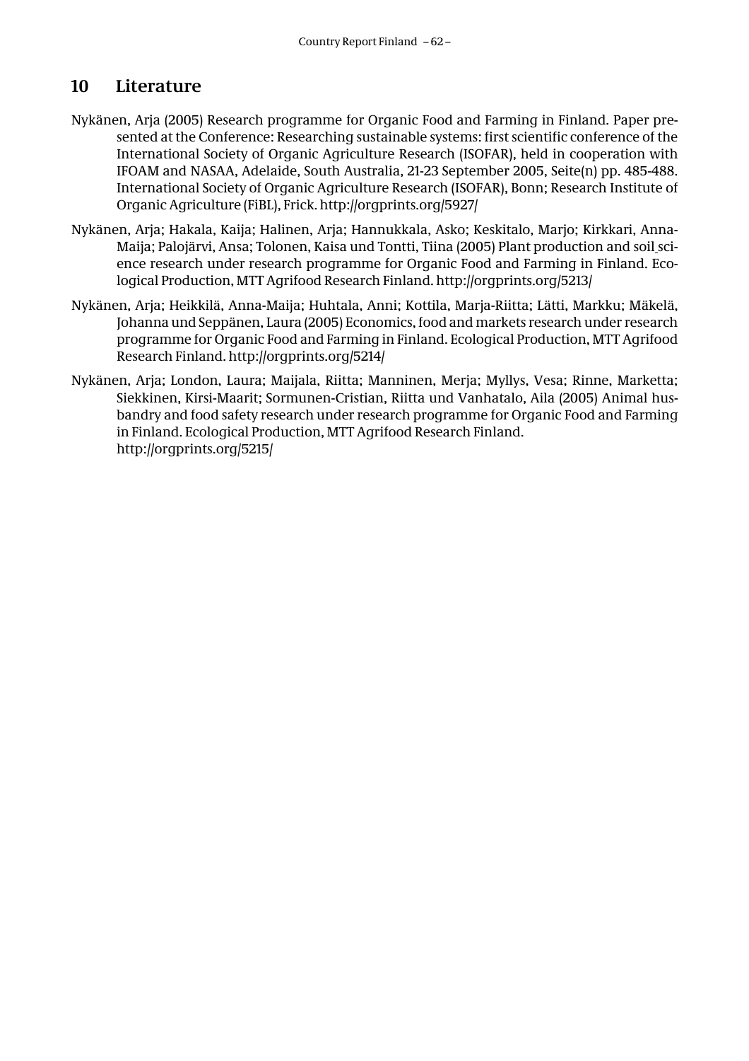## 10 Literature

Nykänen, Arja (2005) Research programme for Organic Food and Farming in Finland. Paper presented at the Conference: Researching sustainable systems: first scientific conference of the International Society of Organic Agriculture Research (ISOFAR), held in cooperation with IFOAM and NASAA, Adelaide, South Australia, 21-23 September 2005, Seite(n) pp. 485-488. International Society of Organic Agriculture Research (ISOFAR), Bonn; Research Institute of Organic Agriculture (FiBL), Frick. http://orgprints.org/5927/

Nykänen, Arja; Hakala, Kaija; Halinen, Arja; Hannukkala, Asko; Keskitalo, Marjo; Kirkkari, Anna-Maija; Palojärvi, Ansa; Tolonen, Kaisa und Tontti, Tiina (2005) Plant production and soil science research under research programme for Organic Food and Farming in Finland. Ecological Production, MTT Agrifood Research Finland. http://orgprints.org/5213/

Nykänen, Arja; Heikkilä, Anna-Maija; Huhtala, Anni; Kottila, Marja-Riitta; Lätti, Markku; Mäkelä, Johanna und Seppänen, Laura (2005) Economics, food and markets research under research programme for Organic Food and Farming in Finland. Ecological Production, MTT Agrifood Research Finland. http://orgprints.org/5214/

Nykänen, Arja; London, Laura; Maijala, Riitta; Manninen, Merja; Myllys, Vesa; Rinne, Marketta; Siekkinen, Kirsi-Maarit; Sormunen-Cristian, Riitta und Vanhatalo, Aila (2005) Animal husbandry and food safety research under research programme for Organic Food and Farming in Finland. Ecological Production, MTT Agrifood Research Finland. http://orgprints.org/5215/